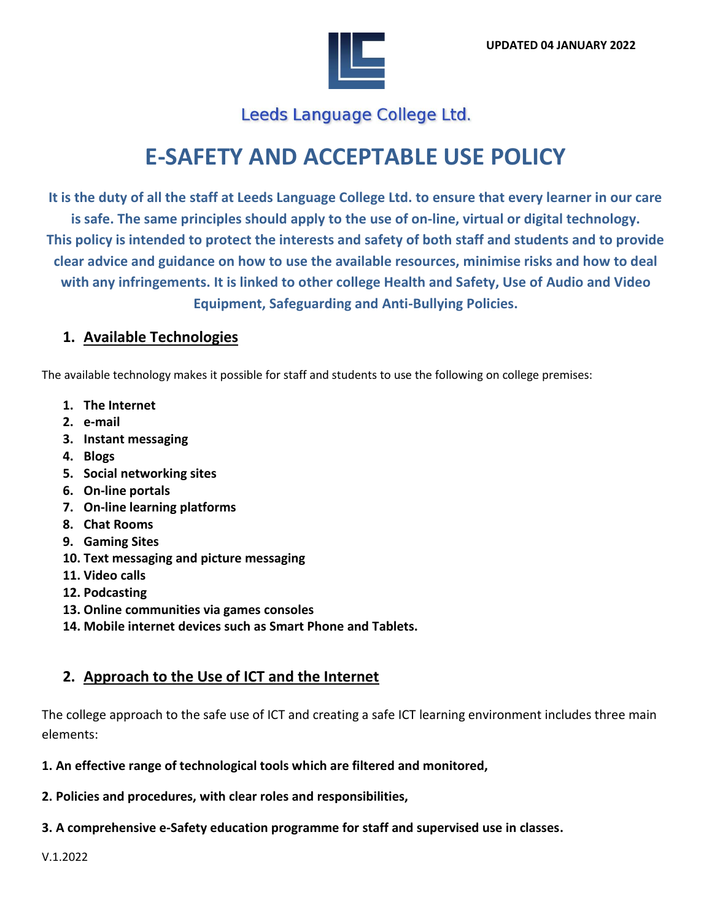UPDATED 04 JANUARY 2022

Leeds Language College Ltd.

# E-SAFETY AND ACCEPTABLE USE POLICY

**It is the duty of all the staff at Leeds Language College Ltd. to ensure that every learner in our care is safe. The same principles should apply to the use of on-line, virtual or digital technology. This policy is intended to protect the interests and safety of both staff and students and to provide clear advice and guidance on how to use the available resources, minimise risks and how to deal with any infringements. It is linked to other college Health and Safety, Use of Audio and Video Equipment, Safeguarding and Anti-Bullying Policies.**

## 1. Available Technologies

The available technology makes it possible for staff and students to use the following on college premises:

1. **The Internet**
2. **e-mail**
3. **Instant messaging**
4. **Blogs**
5. **Social networking sites**
6. **On-line portals**
7. **On-line learning platforms**
8. **Chat Rooms**
9. **Gaming Sites**
10. **Text messaging and picture messaging**
11. **Video calls**
12. **Podcasting**
13. **Online communities via games consoles**
14. **Mobile internet devices such as Smart Phone and Tablets.**

## 2. Approach to the Use of ICT and the Internet

The college approach to the safe use of ICT and creating a safe ICT learning environment includes three main elements:

**1. An effective range of technological tools which are filtered and monitored,**

**2. Policies and procedures, with clear roles and responsibilities,**

**3. A comprehensive e-Safety education programme for staff and supervised use in classes.**

V.1.2022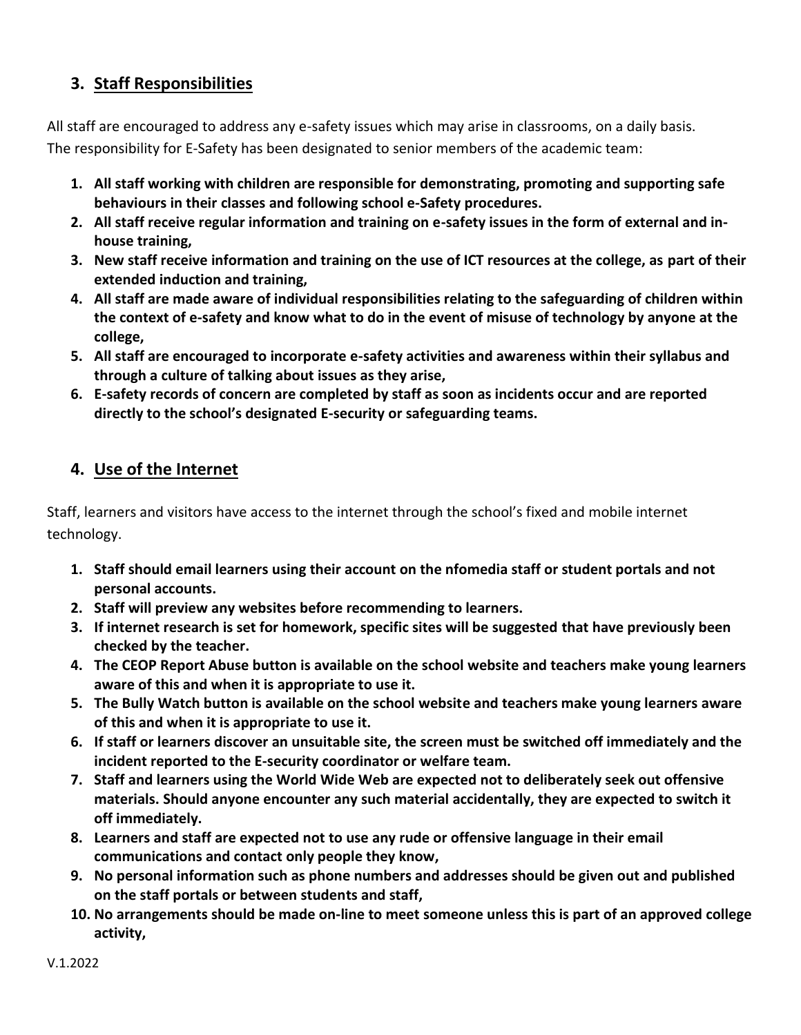## 3. Staff Responsibilities

All staff are encouraged to address any e-safety issues which may arise in classrooms, on a daily basis. The responsibility for E-Safety has been designated to senior members of the academic team:

1. **All staff working with children are responsible for demonstrating, promoting and supporting safe behaviours in their classes and following school e-Safety procedures.**
2. **All staff receive regular information and training on e-safety issues in the form of external and in-house training,**
3. **New staff receive information and training on the use of ICT resources at the college, as part of their extended induction and training,**
4. **All staff are made aware of individual responsibilities relating to the safeguarding of children within the context of e-safety and know what to do in the event of misuse of technology by anyone at the college,**
5. **All staff are encouraged to incorporate e-safety activities and awareness within their syllabus and through a culture of talking about issues as they arise,**
6. **E-safety records of concern are completed by staff as soon as incidents occur and are reported directly to the school's designated E-security or safeguarding teams.**

## 4. Use of the Internet

Staff, learners and visitors have access to the internet through the school's fixed and mobile internet technology.

1. **Staff should email learners using their account on the nfomedia staff or student portals and not personal accounts.**
2. **Staff will preview any websites before recommending to learners.**
3. **If internet research is set for homework, specific sites will be suggested that have previously been checked by the teacher.**
4. **The CEOP Report Abuse button is available on the school website and teachers make young learners aware of this and when it is appropriate to use it.**
5. **The Bully Watch button is available on the school website and teachers make young learners aware of this and when it is appropriate to use it.**
6. **If staff or learners discover an unsuitable site, the screen must be switched off immediately and the incident reported to the E-security coordinator or welfare team.**
7. **Staff and learners using the World Wide Web are expected not to deliberately seek out offensive materials. Should anyone encounter any such material accidentally, they are expected to switch it off immediately.**
8. **Learners and staff are expected not to use any rude or offensive language in their email communications and contact only people they know,**
9. **No personal information such as phone numbers and addresses should be given out and published on the staff portals or between students and staff,**
10. **No arrangements should be made on-line to meet someone unless this is part of an approved college activity,**

V.1.2022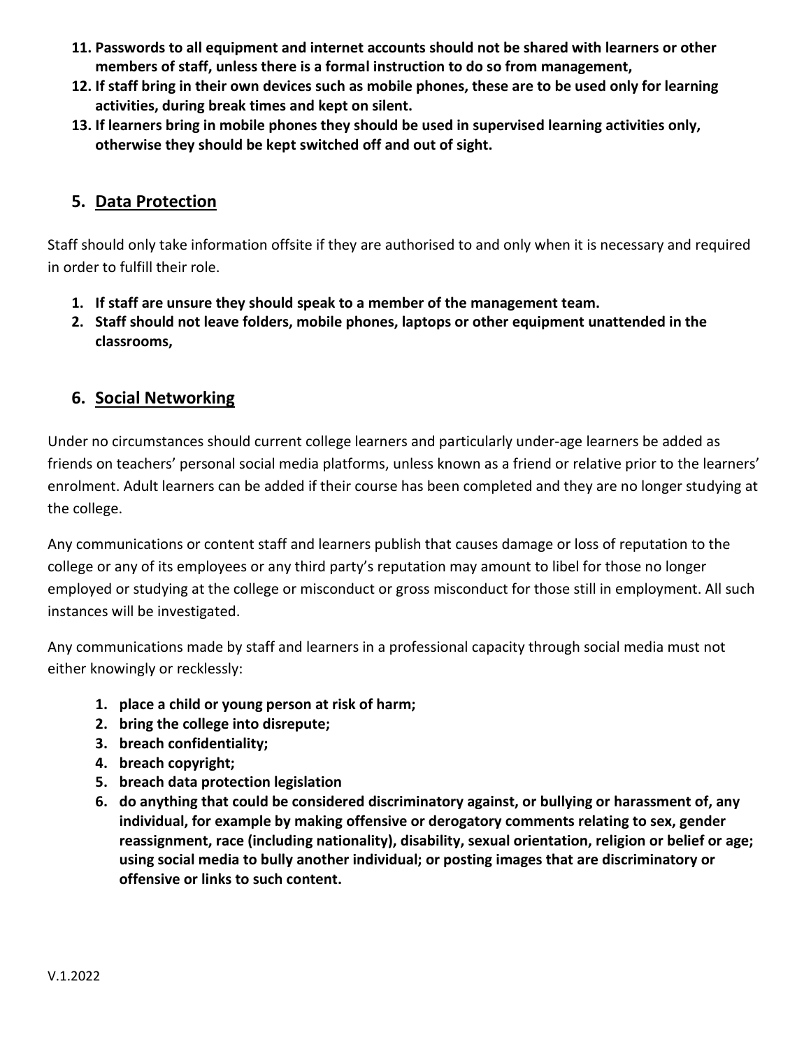11. **Passwords to all equipment and internet accounts should not be shared with learners or other members of staff, unless there is a formal instruction to do so from management,**
12. **If staff bring in their own devices such as mobile phones, these are to be used only for learning activities, during break times and kept on silent.**
13. **If learners bring in mobile phones they should be used in supervised learning activities only, otherwise they should be kept switched off and out of sight.**

## 5. Data Protection

Staff should only take information offsite if they are authorised to and only when it is necessary and required in order to fulfill their role.

1. **If staff are unsure they should speak to a member of the management team.**
2. **Staff should not leave folders, mobile phones, laptops or other equipment unattended in the classrooms,**

## 6. Social Networking

Under no circumstances should current college learners and particularly under-age learners be added as friends on teachers' personal social media platforms, unless known as a friend or relative prior to the learners' enrolment. Adult learners can be added if their course has been completed and they are no longer studying at the college.

Any communications or content staff and learners publish that causes damage or loss of reputation to the college or any of its employees or any third party's reputation may amount to libel for those no longer employed or studying at the college or misconduct or gross misconduct for those still in employment. All such instances will be investigated.

Any communications made by staff and learners in a professional capacity through social media must not either knowingly or recklessly:

1. **place a child or young person at risk of harm;**
2. **bring the college into disrepute;**
3. **breach confidentiality;**
4. **breach copyright;**
5. **breach data protection legislation**
6. **do anything that could be considered discriminatory against, or bullying or harassment of, any individual, for example by making offensive or derogatory comments relating to sex, gender reassignment, race (including nationality), disability, sexual orientation, religion or belief or age; using social media to bully another individual; or posting images that are discriminatory or offensive or links to such content.**

V.1.2022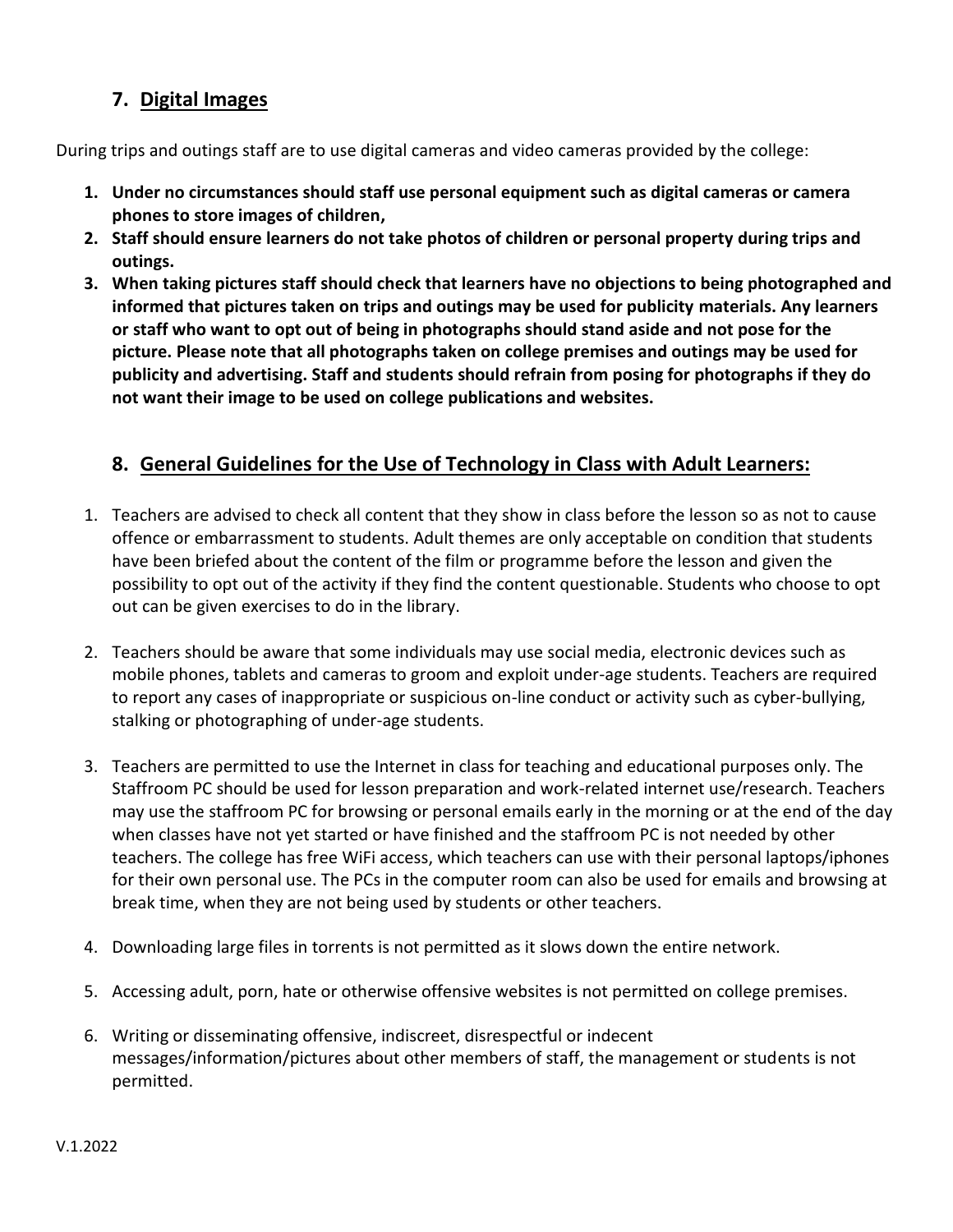## 7. Digital Images

During trips and outings staff are to use digital cameras and video cameras provided by the college:

1. **Under no circumstances should staff use personal equipment such as digital cameras or camera phones to store images of children,**
2. **Staff should ensure learners do not take photos of children or personal property during trips and outings.**
3. **When taking pictures staff should check that learners have no objections to being photographed and informed that pictures taken on trips and outings may be used for publicity materials. Any learners or staff who want to opt out of being in photographs should stand aside and not pose for the picture. Please note that all photographs taken on college premises and outings may be used for publicity and advertising. Staff and students should refrain from posing for photographs if they do not want their image to be used on college publications and websites.**

## 8. General Guidelines for the Use of Technology in Class with Adult Learners:

1. Teachers are advised to check all content that they show in class before the lesson so as not to cause offence or embarrassment to students. Adult themes are only acceptable on condition that students have been briefed about the content of the film or programme before the lesson and given the possibility to opt out of the activity if they find the content questionable. Students who choose to opt out can be given exercises to do in the library.

2. Teachers should be aware that some individuals may use social media, electronic devices such as mobile phones, tablets and cameras to groom and exploit under-age students. Teachers are required to report any cases of inappropriate or suspicious on-line conduct or activity such as cyber-bullying, stalking or photographing of under-age students.

3. Teachers are permitted to use the Internet in class for teaching and educational purposes only. The Staffroom PC should be used for lesson preparation and work-related internet use/research. Teachers may use the staffroom PC for browsing or personal emails early in the morning or at the end of the day when classes have not yet started or have finished and the staffroom PC is not needed by other teachers. The college has free WiFi access, which teachers can use with their personal laptops/iphones for their own personal use. The PCs in the computer room can also be used for emails and browsing at break time, when they are not being used by students or other teachers.

4. Downloading large files in torrents is not permitted as it slows down the entire network.

5. Accessing adult, porn, hate or otherwise offensive websites is not permitted on college premises.

6. Writing or disseminating offensive, indiscreet, disrespectful or indecent messages/information/pictures about other members of staff, the management or students is not permitted.

V.1.2022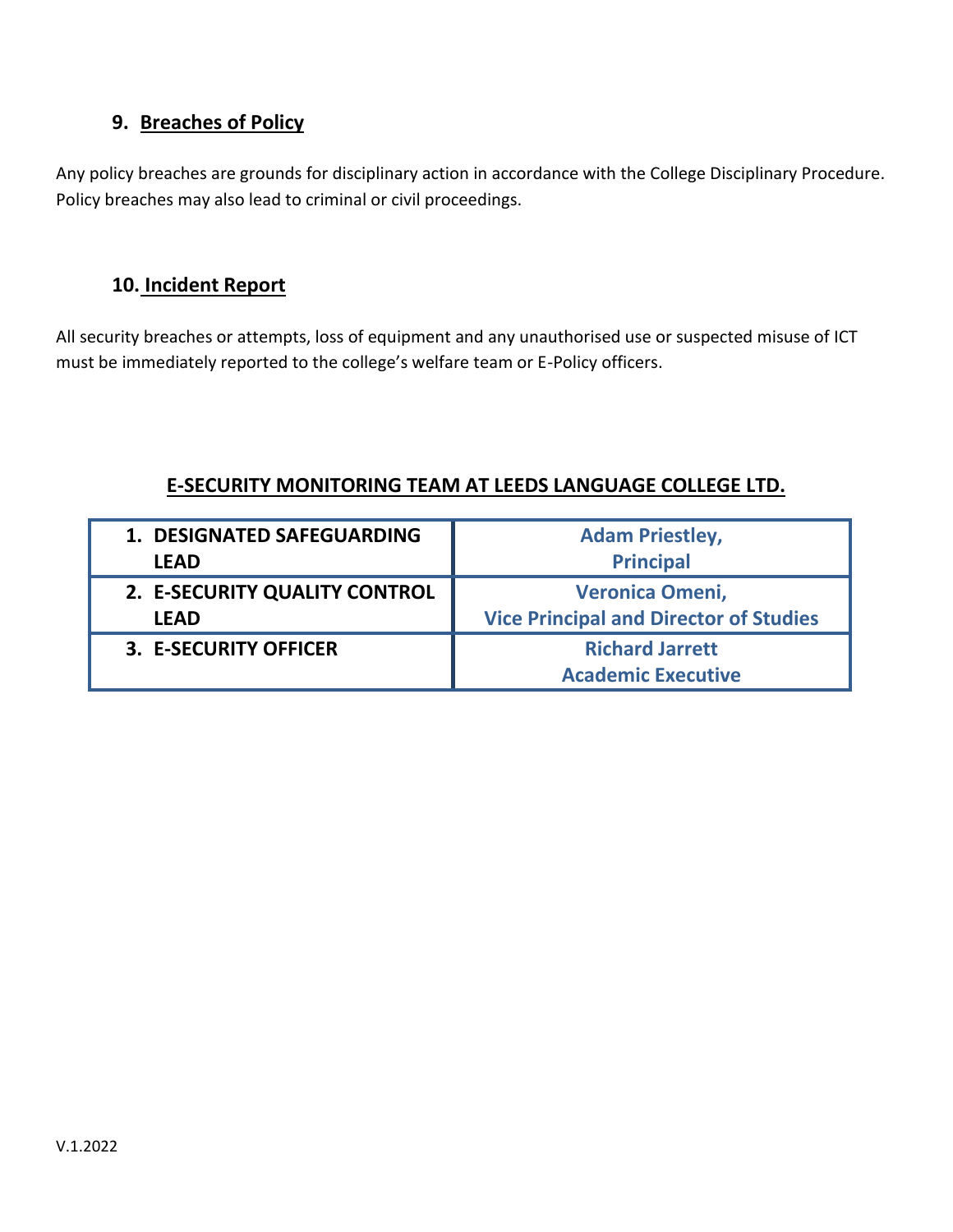## 9. Breaches of Policy

Any policy breaches are grounds for disciplinary action in accordance with the College Disciplinary Procedure. Policy breaches may also lead to criminal or civil proceedings.

## 10. Incident Report

All security breaches or attempts, loss of equipment and any unauthorised use or suspected misuse of ICT must be immediately reported to the college's welfare team or E-Policy officers.

### E-SECURITY MONITORING TEAM AT LEEDS LANGUAGE COLLEGE LTD.

| | |
|---|---|
| **1. DESIGNATED SAFEGUARDING LEAD** | **Adam Priestley, Principal** |
| **2. E-SECURITY QUALITY CONTROL LEAD** | **Veronica Omeni, Vice Principal and Director of Studies** |
| **3. E-SECURITY OFFICER** | **Richard Jarrett Academic Executive** |

V.1.2022